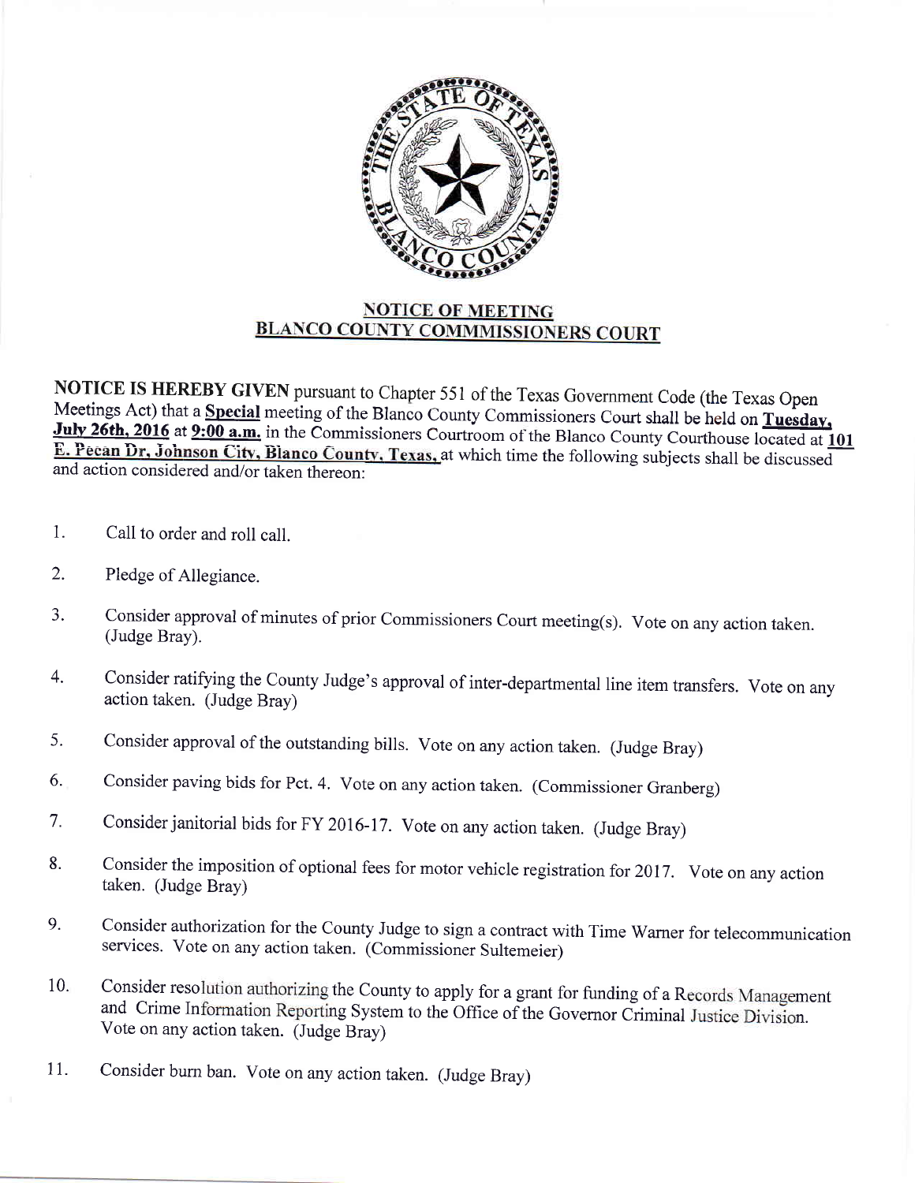## NOTICE OF MEETING
## BLANCO COUNTY COMMMISSIONERS COURT

**NOTICE IS HEREBY GIVEN** pursuant to Chapter 551 of the Texas Government Code (the Texas Open Meetings Act) that a **Special** meeting of the Blanco County Commissioners Court shall be held on **Tuesday, July 26th, 2016** at **9:00 a.m.** in the Commissioners Courtroom of the Blanco County Courthouse located at **101 E. Pecan Dr, Johnson City, Blanco County, Texas,** at which time the following subjects shall be discussed and action considered and/or taken thereon:

1. Call to order and roll call.
2. Pledge of Allegiance.
3. Consider approval of minutes of prior Commissioners Court meeting(s). Vote on any action taken. (Judge Bray).
4. Consider ratifying the County Judge's approval of inter-departmental line item transfers. Vote on any action taken. (Judge Bray)
5. Consider approval of the outstanding bills. Vote on any action taken. (Judge Bray)
6. Consider paving bids for Pct. 4. Vote on any action taken. (Commissioner Granberg)
7. Consider janitorial bids for FY 2016-17. Vote on any action taken. (Judge Bray)
8. Consider the imposition of optional fees for motor vehicle registration for 2017. Vote on any action taken. (Judge Bray)
9. Consider authorization for the County Judge to sign a contract with Time Warner for telecommunication services. Vote on any action taken. (Commissioner Sultemeier)
10. Consider resolution authorizing the County to apply for a grant for funding of a Records Management and Crime Information Reporting System to the Office of the Governor Criminal Justice Division. Vote on any action taken. (Judge Bray)
11. Consider burn ban. Vote on any action taken. (Judge Bray)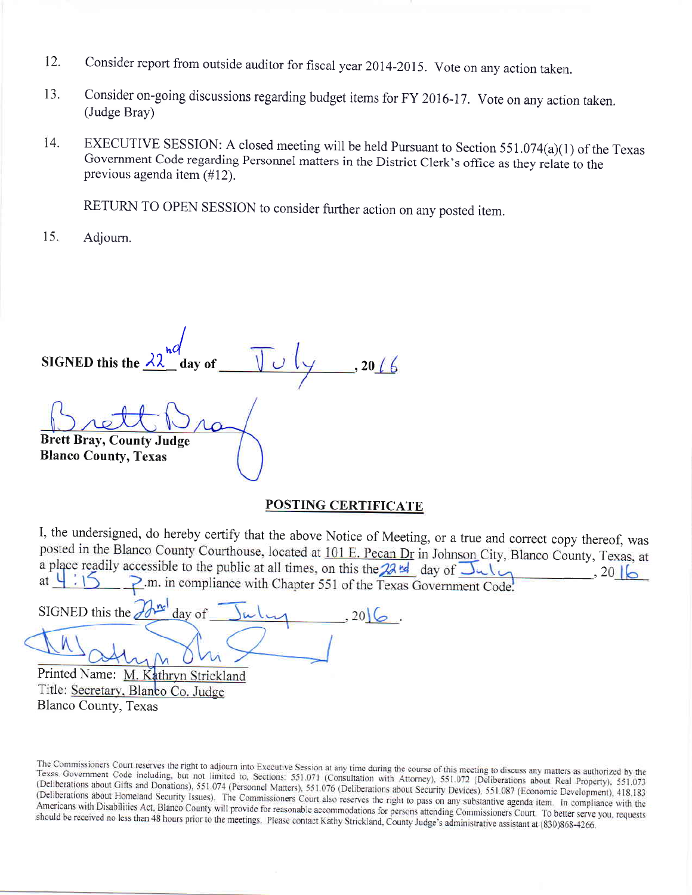12. Consider report from outside auditor for fiscal year 2014-2015. Vote on any action taken.

13. Consider on-going discussions regarding budget items for FY 2016-17. Vote on any action taken. (Judge Bray)

14. EXECUTIVE SESSION: A closed meeting will be held Pursuant to Section 551.074(a)(1) of the Texas Government Code regarding Personnel matters in the District Clerk's office as they relate to the previous agenda item (#12).

    RETURN TO OPEN SESSION to consider further action on any posted item.

15. Adjourn.

**SIGNED this the** 22nd **day of** July **, 20**16

Brett Bray

**Brett Bray, County Judge**
**Blanco County, Texas**

## POSTING CERTIFICATE

I, the undersigned, do hereby certify that the above Notice of Meeting, or a true and correct copy thereof, was posted in the Blanco County Courthouse, located at 101 E. Pecan Dr in Johnson City, Blanco County, Texas, at a place readily accessible to the public at all times, on this the 22nd day of July, 2016 at 4:15 p.m. in compliance with Chapter 551 of the Texas Government Code.

SIGNED this the 22nd day of July, 2016.

M. Kathryn Strickland

Printed Name: M. Kathryn Strickland
Title: Secretary, Blanco Co. Judge
Blanco County, Texas

The Commissioners Court reserves the right to adjourn into Executive Session at any time during the course of this meeting to discuss any matters as authorized by the Texas Government Code including, but not limited to, Sections: 551.071 (Consultation with Attorney), 551.072 (Deliberations about Real Property), 551.073 (Deliberations about Gifts and Donations), 551.074 (Personnel Matters), 551.076 (Deliberations about Security Devices), 551.087 (Economic Development), 418.183 (Deliberations about Homeland Security Issues). The Commissioners Court also reserves the right to pass on any substantive agenda item. In compliance with the Americans with Disabilities Act, Blanco County will provide for reasonable accommodations for persons attending Commissioners Court. To better serve you, requests should be received no less than 48 hours prior to the meetings. Please contact Kathy Strickland, County Judge's administrative assistant at (830)868-4266.